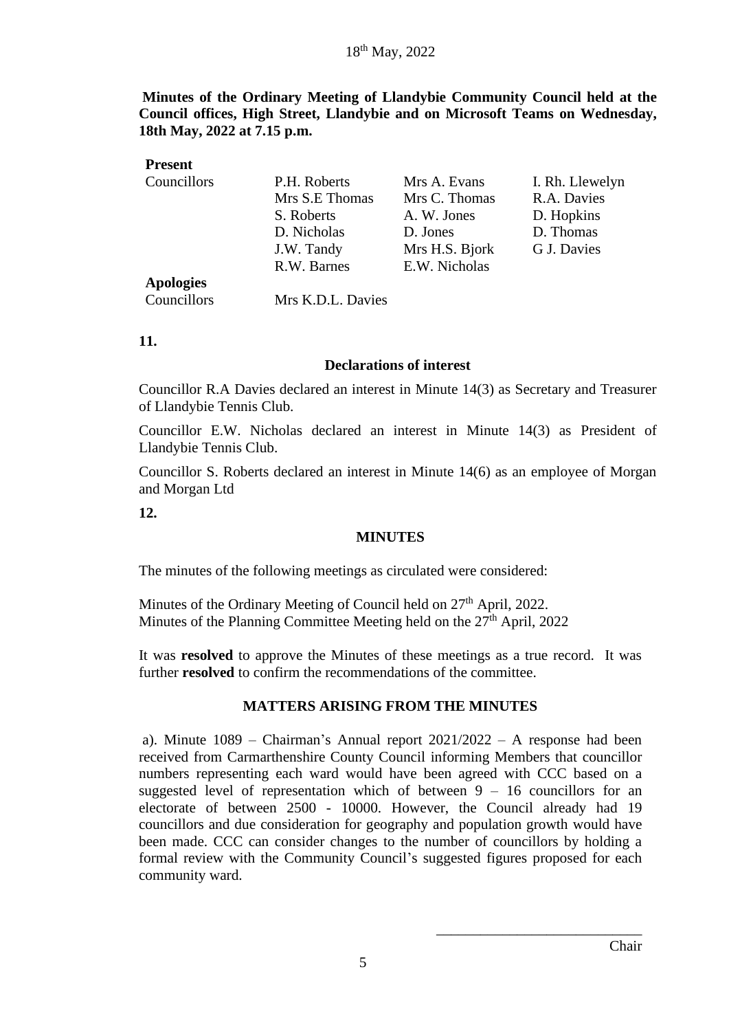18th May, 2022

**Minutes of the Ordinary Meeting of Llandybie Community Council held at the Council offices, High Street, Llandybie and on Microsoft Teams on Wednesday, 18th May, 2022 at 7.15 p.m.**

**Present**

| | | | |
|---|---|---|---|
| Councillors | P.H. Roberts | Mrs A. Evans | I. Rh. Llewelyn |
| | Mrs S.E Thomas | Mrs C. Thomas | R.A. Davies |
| | S. Roberts | A. W. Jones | D. Hopkins |
| | D. Nicholas | D. Jones | D. Thomas |
| | J.W. Tandy | Mrs H.S. Bjork | G J. Davies |
| | R.W. Barnes | E.W. Nicholas | |

**Apologies**

| | |
|---|---|
| Councillors | Mrs K.D.L. Davies |

**11.**

**Declarations of interest**

Councillor R.A Davies declared an interest in Minute 14(3) as Secretary and Treasurer of Llandybie Tennis Club.

Councillor E.W. Nicholas declared an interest in Minute 14(3) as President of Llandybie Tennis Club.

Councillor S. Roberts declared an interest in Minute 14(6) as an employee of Morgan and Morgan Ltd

**12.**

**MINUTES**

The minutes of the following meetings as circulated were considered:

Minutes of the Ordinary Meeting of Council held on 27th April, 2022.
Minutes of the Planning Committee Meeting held on the 27th April, 2022

It was **resolved** to approve the Minutes of these meetings as a true record. It was further **resolved** to confirm the recommendations of the committee.

**MATTERS ARISING FROM THE MINUTES**

a). Minute 1089 – Chairman's Annual report 2021/2022 – A response had been received from Carmarthenshire County Council informing Members that councillor numbers representing each ward would have been agreed with CCC based on a suggested level of representation which of between 9 – 16 councillors for an electorate of between 2500 - 10000. However, the Council already had 19 councillors and due consideration for geography and population growth would have been made. CCC can consider changes to the number of councillors by holding a formal review with the Community Council's suggested figures proposed for each community ward.

\_\_\_\_\_\_\_\_\_\_\_\_\_\_\_\_\_\_\_\_\_\_\_\_\_\_\_\_
Chair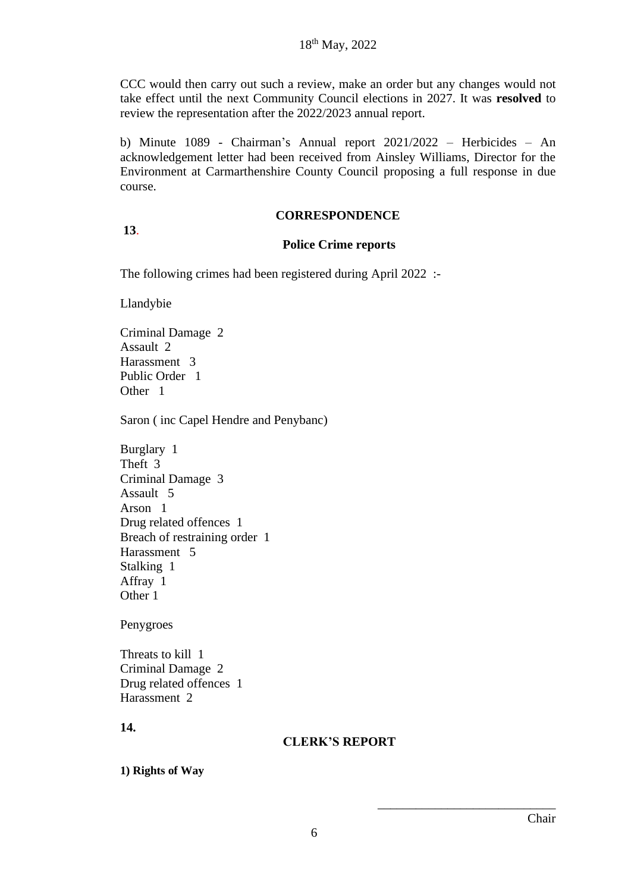CCC would then carry out such a review, make an order but any changes would not take effect until the next Community Council elections in 2027. It was **resolved** to review the representation after the 2022/2023 annual report.

b) Minute 1089 - Chairman's Annual report 2021/2022 – Herbicides – An acknowledgement letter had been received from Ainsley Williams, Director for the Environment at Carmarthenshire County Council proposing a full response in due course.

**13.**

## CORRESPONDENCE

### Police Crime reports

The following crimes had been registered during April 2022 :-

Llandybie

Criminal Damage 2
Assault 2
Harassment 3
Public Order 1
Other 1

Saron ( inc Capel Hendre and Penybanc)

Burglary 1
Theft 3
Criminal Damage 3
Assault 5
Arson 1
Drug related offences 1
Breach of restraining order 1
Harassment 5
Stalking 1
Affray 1
Other 1

Penygroes

Threats to kill 1
Criminal Damage 2
Drug related offences 1
Harassment 2

**14.**

## CLERK'S REPORT

**1) Rights of Way**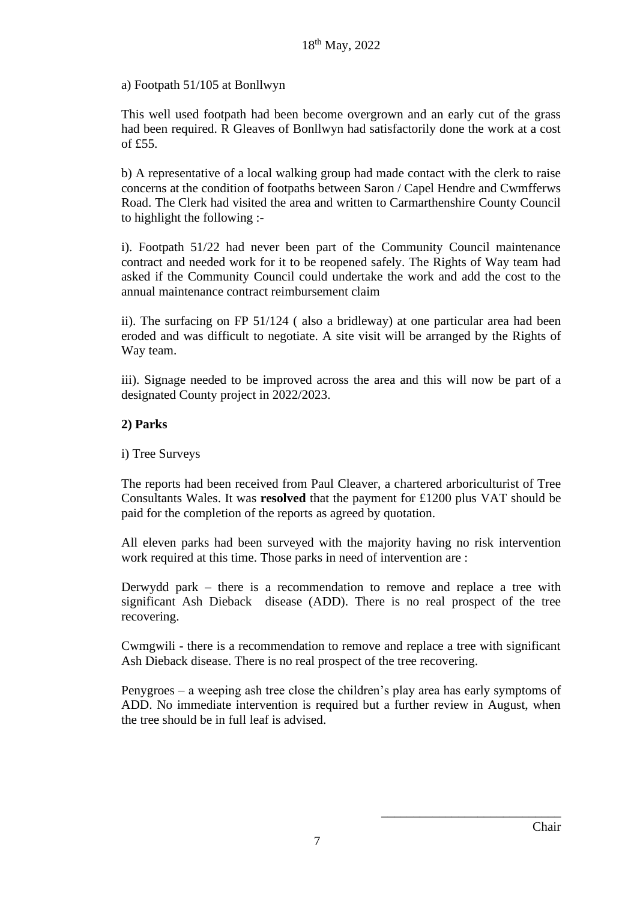a) Footpath 51/105 at Bonllwyn

This well used footpath had been become overgrown and an early cut of the grass had been required. R Gleaves of Bonllwyn had satisfactorily done the work at a cost of £55.

b) A representative of a local walking group had made contact with the clerk to raise concerns at the condition of footpaths between Saron / Capel Hendre and Cwmfferws Road. The Clerk had visited the area and written to Carmarthenshire County Council to highlight the following :-

i). Footpath 51/22 had never been part of the Community Council maintenance contract and needed work for it to be reopened safely. The Rights of Way team had asked if the Community Council could undertake the work and add the cost to the annual maintenance contract reimbursement claim

ii). The surfacing on FP 51/124 ( also a bridleway) at one particular area had been eroded and was difficult to negotiate. A site visit will be arranged by the Rights of Way team.

iii). Signage needed to be improved across the area and this will now be part of a designated County project in 2022/2023.

**2) Parks**

i) Tree Surveys

The reports had been received from Paul Cleaver, a chartered arboriculturist of Tree Consultants Wales. It was **resolved** that the payment for £1200 plus VAT should be paid for the completion of the reports as agreed by quotation.

All eleven parks had been surveyed with the majority having no risk intervention work required at this time. Those parks in need of intervention are :

Derwydd park – there is a recommendation to remove and replace a tree with significant Ash Dieback disease (ADD). There is no real prospect of the tree recovering.

Cwmgwili - there is a recommendation to remove and replace a tree with significant Ash Dieback disease. There is no real prospect of the tree recovering.

Penygroes – a weeping ash tree close the children's play area has early symptoms of ADD. No immediate intervention is required but a further review in August, when the tree should be in full leaf is advised.

\_\_\_\_\_\_\_\_\_\_\_\_\_\_\_\_\_\_\_\_\_\_\_\_\_\_\_\_\_

Chair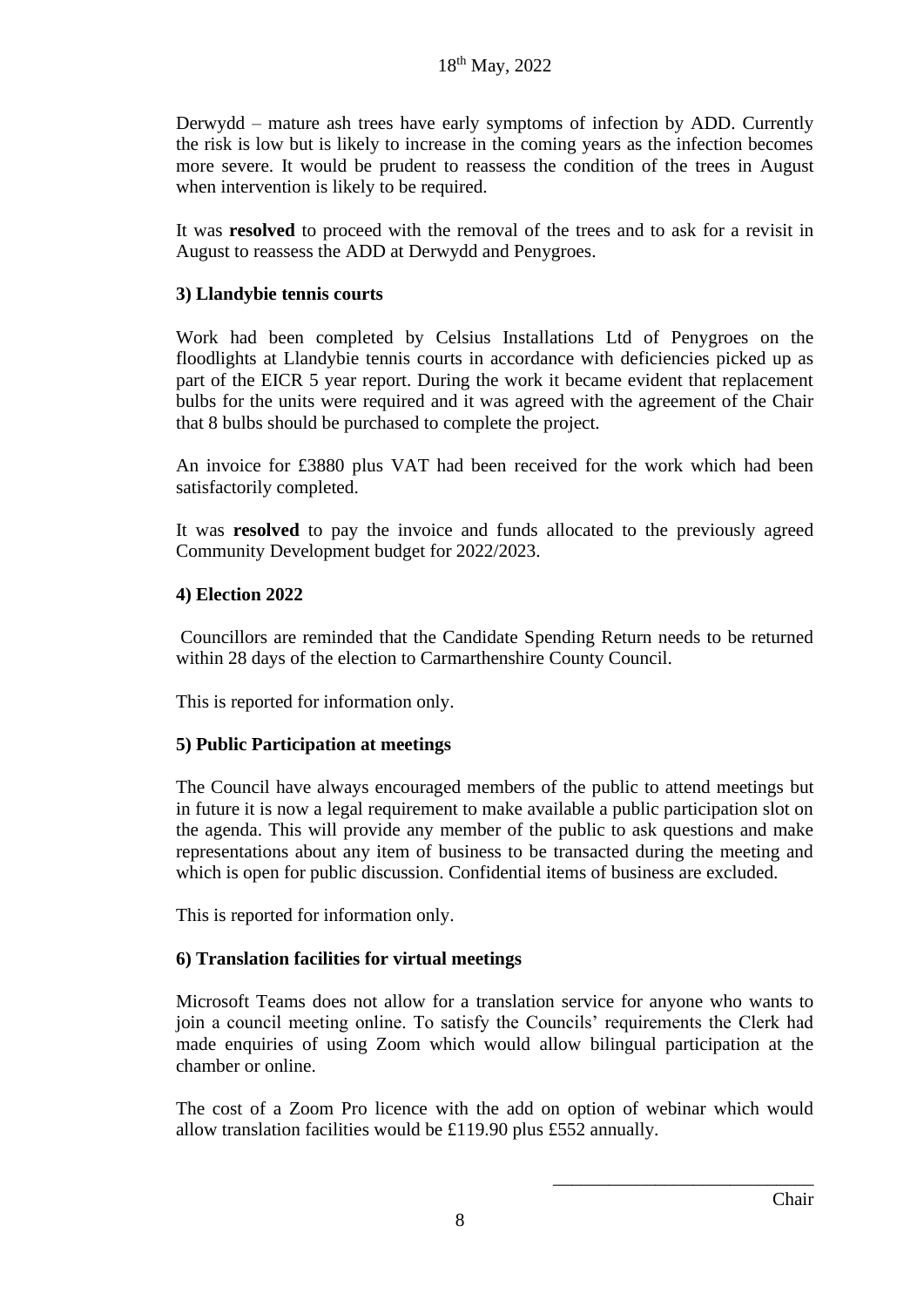Derwydd – mature ash trees have early symptoms of infection by ADD. Currently the risk is low but is likely to increase in the coming years as the infection becomes more severe. It would be prudent to reassess the condition of the trees in August when intervention is likely to be required.

It was **resolved** to proceed with the removal of the trees and to ask for a revisit in August to reassess the ADD at Derwydd and Penygroes.

### 3) Llandybie tennis courts

Work had been completed by Celsius Installations Ltd of Penygroes on the floodlights at Llandybie tennis courts in accordance with deficiencies picked up as part of the EICR 5 year report. During the work it became evident that replacement bulbs for the units were required and it was agreed with the agreement of the Chair that 8 bulbs should be purchased to complete the project.

An invoice for £3880 plus VAT had been received for the work which had been satisfactorily completed.

It was **resolved** to pay the invoice and funds allocated to the previously agreed Community Development budget for 2022/2023.

### 4) Election 2022

Councillors are reminded that the Candidate Spending Return needs to be returned within 28 days of the election to Carmarthenshire County Council.

This is reported for information only.

### 5) Public Participation at meetings

The Council have always encouraged members of the public to attend meetings but in future it is now a legal requirement to make available a public participation slot on the agenda. This will provide any member of the public to ask questions and make representations about any item of business to be transacted during the meeting and which is open for public discussion. Confidential items of business are excluded.

This is reported for information only.

### 6) Translation facilities for virtual meetings

Microsoft Teams does not allow for a translation service for anyone who wants to join a council meeting online. To satisfy the Councils' requirements the Clerk had made enquiries of using Zoom which would allow bilingual participation at the chamber or online.

The cost of a Zoom Pro licence with the add on option of webinar which would allow translation facilities would be £119.90 plus £552 annually.

\_\_\_\_\_\_\_\_\_\_\_\_\_\_\_\_\_\_\_\_\_\_\_\_\_\_\_\_

Chair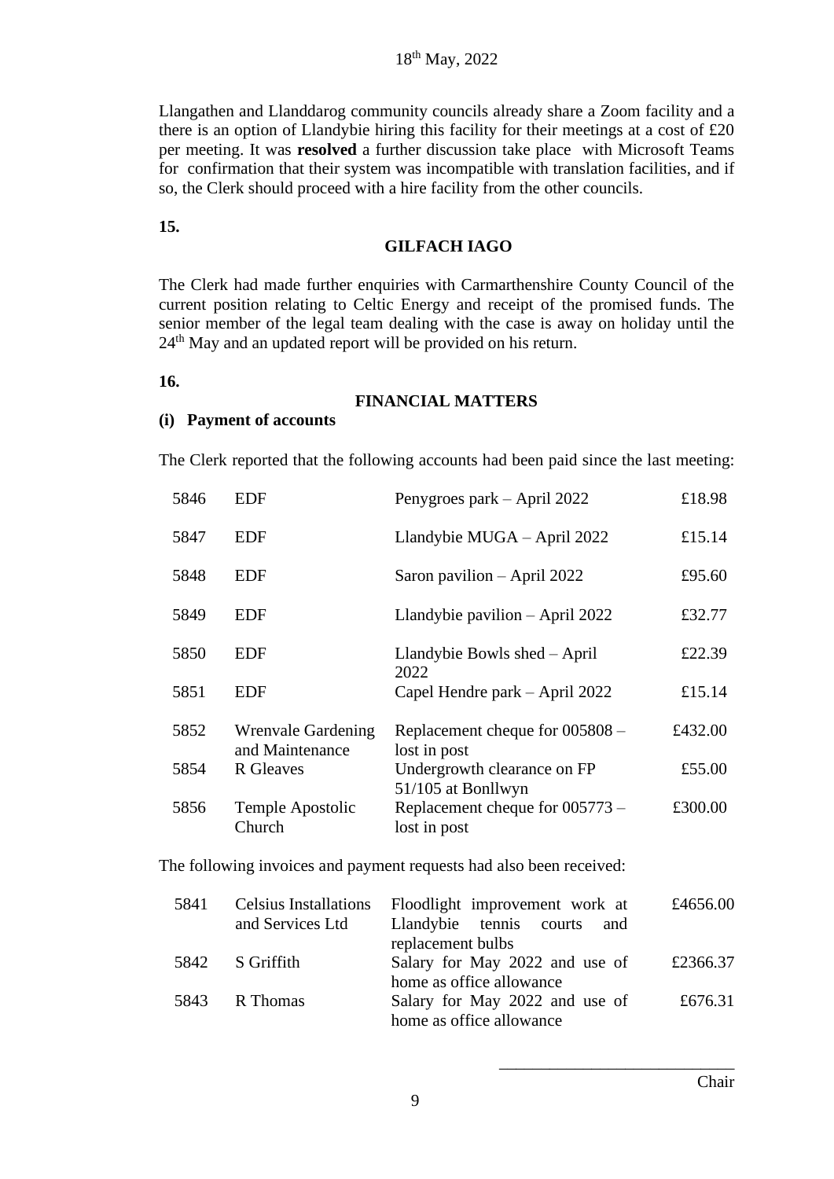Llangathen and Llanddarog community councils already share a Zoom facility and a there is an option of Llandybie hiring this facility for their meetings at a cost of £20 per meeting. It was **resolved** a further discussion take place with Microsoft Teams for confirmation that their system was incompatible with translation facilities, and if so, the Clerk should proceed with a hire facility from the other councils.

**15.**

## GILFACH IAGO

The Clerk had made further enquiries with Carmarthenshire County Council of the current position relating to Celtic Energy and receipt of the promised funds. The senior member of the legal team dealing with the case is away on holiday until the 24th May and an updated report will be provided on his return.

**16.**

## FINANCIAL MATTERS

**(i) Payment of accounts**

The Clerk reported that the following accounts had been paid since the last meeting:

| | | | |
|---|---|---|---|
| 5846 | EDF | Penygroes park – April 2022 | £18.98 |
| 5847 | EDF | Llandybie MUGA – April 2022 | £15.14 |
| 5848 | EDF | Saron pavilion – April 2022 | £95.60 |
| 5849 | EDF | Llandybie pavilion – April 2022 | £32.77 |
| 5850 | EDF | Llandybie Bowls shed – April 2022 | £22.39 |
| 5851 | EDF | Capel Hendre park – April 2022 | £15.14 |
| 5852 | Wrenvale Gardening and Maintenance | Replacement cheque for 005808 – lost in post | £432.00 |
| 5854 | R Gleaves | Undergrowth clearance on FP 51/105 at Bonllwyn | £55.00 |
| 5856 | Temple Apostolic Church | Replacement cheque for 005773 – lost in post | £300.00 |

The following invoices and payment requests had also been received:

| | | | |
|---|---|---|---|
| 5841 | Celsius Installations and Services Ltd | Floodlight improvement work at Llandybie tennis courts and replacement bulbs | £4656.00 |
| 5842 | S Griffith | Salary for May 2022 and use of home as office allowance | £2366.37 |
| 5843 | R Thomas | Salary for May 2022 and use of home as office allowance | £676.31 |

\_\_\_\_\_\_\_\_\_\_\_\_\_\_\_\_\_\_\_\_\_\_\_\_\_\_\_\_

Chair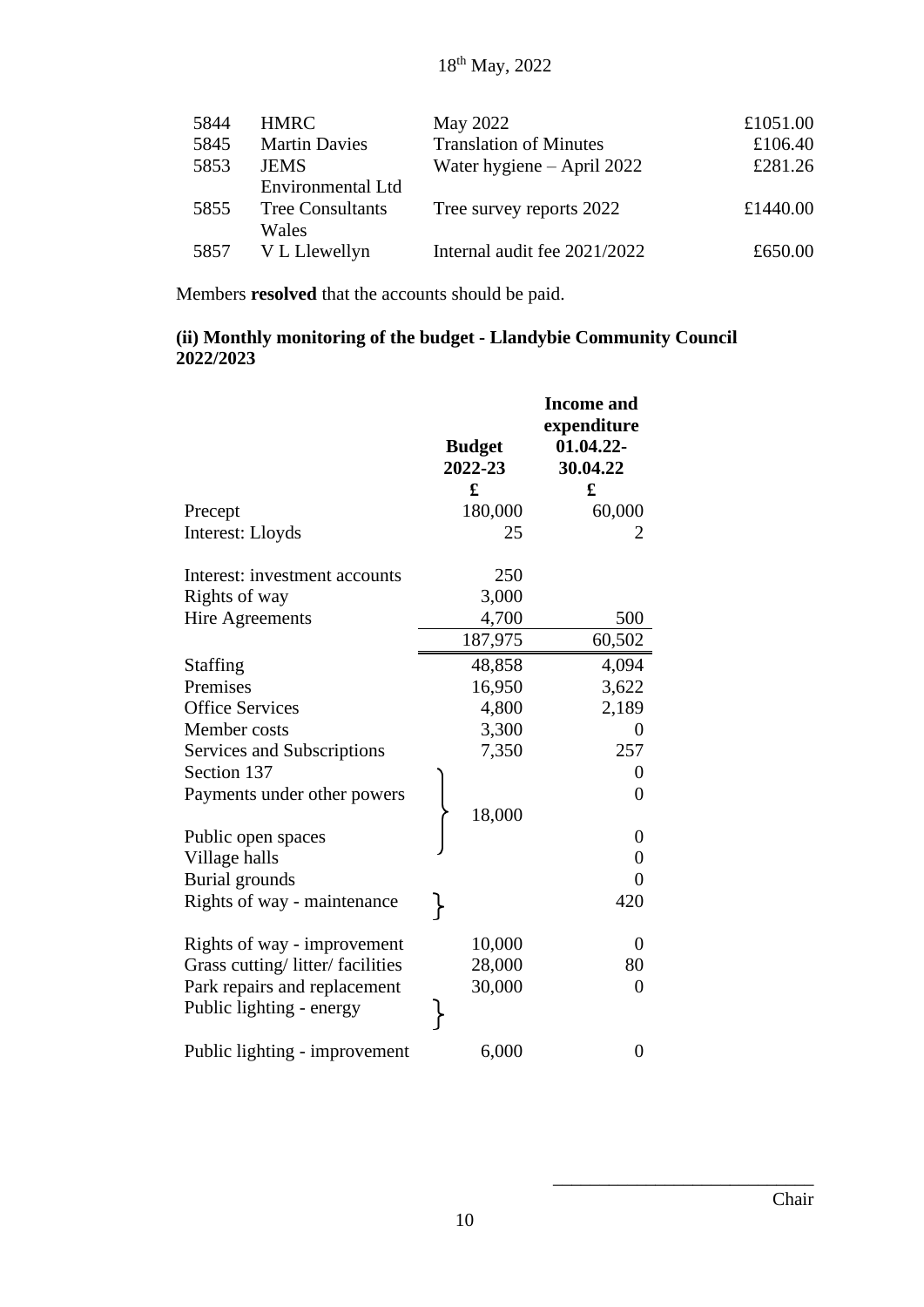18th May, 2022

| | | | |
|---|---|---|---|
| 5844 | HMRC | May 2022 | £1051.00 |
| 5845 | Martin Davies | Translation of Minutes | £106.40 |
| 5853 | JEMS Environmental Ltd | Water hygiene – April 2022 | £281.26 |
| 5855 | Tree Consultants Wales | Tree survey reports 2022 | £1440.00 |
| 5857 | V L Llewellyn | Internal audit fee 2021/2022 | £650.00 |

Members **resolved** that the accounts should be paid.

**(ii) Monthly monitoring of the budget - Llandybie Community Council 2022/2023**

| | **Budget 2022-23** | **Income and expenditure 01.04.22-30.04.22** |
|---|---|---|
| | **£** | **£** |
| Precept | 180,000 | 60,000 |
| Interest: Lloyds | 25 | 2 |
| Interest: investment accounts | 250 | |
| Rights of way | 3,000 | |
| Hire Agreements | 4,700 | 500 |
| | 187,975 | 60,502 |
| Staffing | 48,858 | 4,094 |
| Premises | 16,950 | 3,622 |
| Office Services | 4,800 | 2,189 |
| Member costs | 3,300 | 0 |
| Services and Subscriptions | 7,350 | 257 |
| Section 137 | } | 0 |
| Payments under other powers | } 18,000 | 0 |
| Public open spaces | } | 0 |
| Village halls | | 0 |
| Burial grounds | | 0 |
| Rights of way - maintenance | } | 420 |
| Rights of way - improvement | 10,000 | 0 |
| Grass cutting/ litter/ facilities | 28,000 | 80 |
| Park repairs and replacement | 30,000 | 0 |
| Public lighting - energy | } | |
| Public lighting - improvement | 6,000 | 0 |

\_\_\_\_\_\_\_\_\_\_\_\_\_\_\_\_\_\_\_\_\_\_\_\_\_\_\_\_

Chair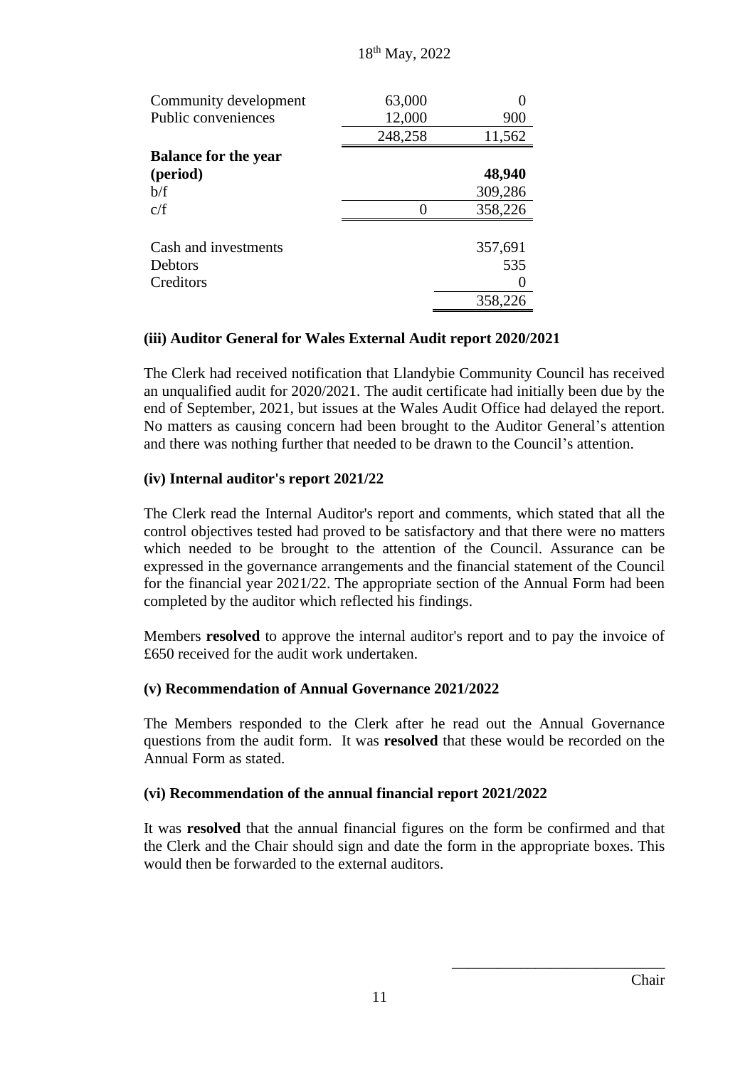18th May, 2022

| | | |
|---|---|---|
| Community development | 63,000 | 0 |
| Public conveniences | 12,000 | 900 |
| | 248,258 | 11,562 |
| **Balance for the year (period)** | | **48,940** |
| b/f | | 309,286 |
| c/f | 0 | 358,226 |
| | | |
| Cash and investments | | 357,691 |
| Debtors | | 535 |
| Creditors | | 0 |
| | | 358,226 |

### (iii) Auditor General for Wales External Audit report 2020/2021

The Clerk had received notification that Llandybie Community Council has received an unqualified audit for 2020/2021. The audit certificate had initially been due by the end of September, 2021, but issues at the Wales Audit Office had delayed the report. No matters as causing concern had been brought to the Auditor General's attention and there was nothing further that needed to be drawn to the Council's attention.

### (iv) Internal auditor's report 2021/22

The Clerk read the Internal Auditor's report and comments, which stated that all the control objectives tested had proved to be satisfactory and that there were no matters which needed to be brought to the attention of the Council. Assurance can be expressed in the governance arrangements and the financial statement of the Council for the financial year 2021/22. The appropriate section of the Annual Form had been completed by the auditor which reflected his findings.

Members **resolved** to approve the internal auditor's report and to pay the invoice of £650 received for the audit work undertaken.

### (v) Recommendation of Annual Governance 2021/2022

The Members responded to the Clerk after he read out the Annual Governance questions from the audit form. It was **resolved** that these would be recorded on the Annual Form as stated.

### (vi) Recommendation of the annual financial report 2021/2022

It was **resolved** that the annual financial figures on the form be confirmed and that the Clerk and the Chair should sign and date the form in the appropriate boxes. This would then be forwarded to the external auditors.

\_\_\_\_\_\_\_\_\_\_\_\_\_\_\_\_\_\_\_\_\_\_\_\_\_\_\_\_

Chair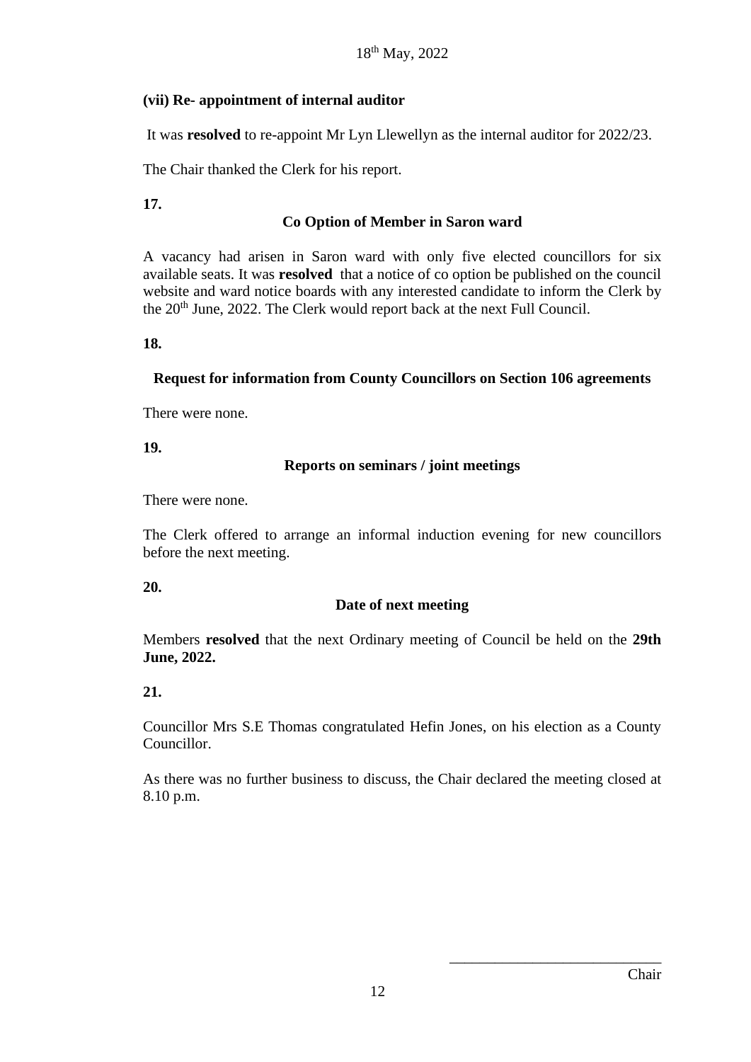**(vii) Re- appointment of internal auditor**

It was **resolved** to re-appoint Mr Lyn Llewellyn as the internal auditor for 2022/23.

The Chair thanked the Clerk for his report.

**17.**

**Co Option of Member in Saron ward**

A vacancy had arisen in Saron ward with only five elected councillors for six available seats. It was **resolved** that a notice of co option be published on the council website and ward notice boards with any interested candidate to inform the Clerk by the 20th June, 2022. The Clerk would report back at the next Full Council.

**18.**

**Request for information from County Councillors on Section 106 agreements**

There were none.

**19.**

**Reports on seminars / joint meetings**

There were none.

The Clerk offered to arrange an informal induction evening for new councillors before the next meeting.

**20.**

**Date of next meeting**

Members **resolved** that the next Ordinary meeting of Council be held on the **29th June, 2022.**

**21.**

Councillor Mrs S.E Thomas congratulated Hefin Jones, on his election as a County Councillor.

As there was no further business to discuss, the Chair declared the meeting closed at 8.10 p.m.

\_\_\_\_\_\_\_\_\_\_\_\_\_\_\_\_\_\_\_\_\_\_\_\_\_\_\_\_

Chair